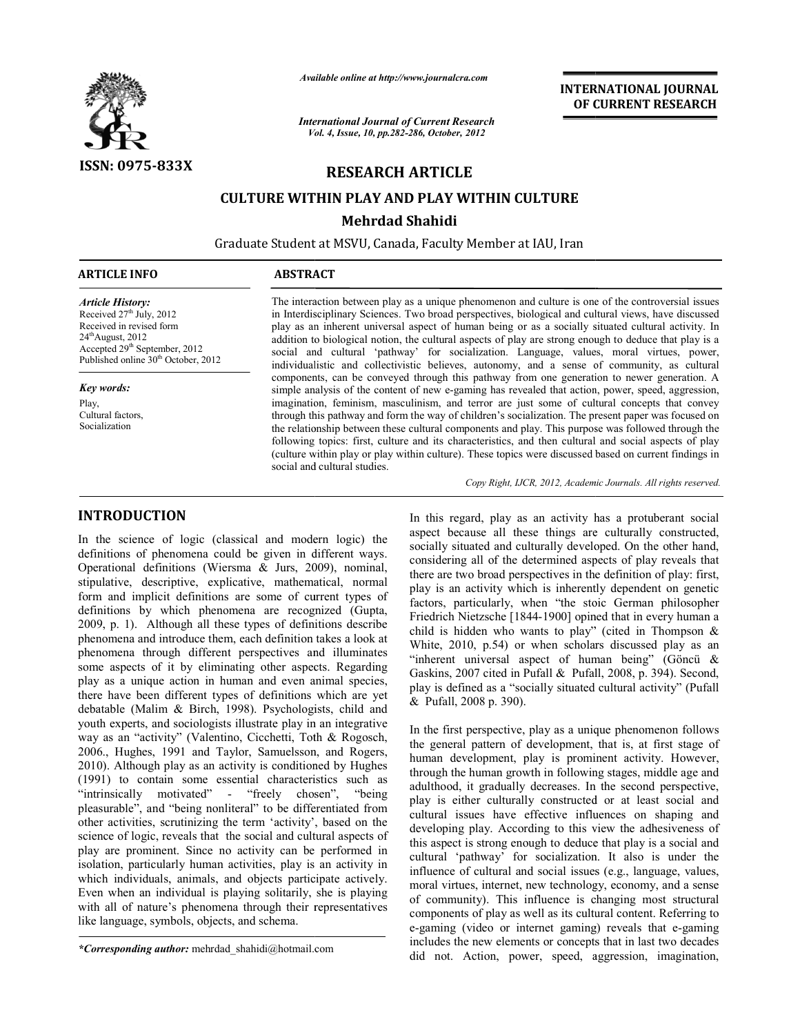*Available online at http://www.journalcra.com*

*International Journal of Current Research*
*Vol. 4, Issue, 10, pp.282-286, October, 2012*

**INTERNATIONAL JOURNAL OF CURRENT RESEARCH**

ISSN: 0975-833X

## RESEARCH ARTICLE

# CULTURE WITHIN PLAY AND PLAY WITHIN CULTURE

**Mehrdad Shahidi**

Graduate Student at MSVU, Canada, Faculty Member at IAU, Iran

### ARTICLE INFO

*Article History:*
Received 27th July, 2012
Received in revised form
24th August, 2012
Accepted 29th September, 2012
Published online 30th October, 2012

*Key words:*
Play,
Cultural factors,
Socialization

### ABSTRACT

The interaction between play as a unique phenomenon and culture is one of the controversial issues in Interdisciplinary Sciences. Two broad perspectives, biological and cultural views, have discussed play as an inherent universal aspect of human being or as a socially situated cultural activity. In addition to biological notion, the cultural aspects of play are strong enough to deduce that play is a social and cultural 'pathway' for socialization. Language, values, moral virtues, power, individualistic and collectivistic believes, autonomy, and a sense of community, as cultural components, can be conveyed through this pathway from one generation to newer generation. A simple analysis of the content of new e-gaming has revealed that action, power, speed, aggression, imagination, feminism, masculinism, and terror are just some of cultural concepts that convey through this pathway and form the way of children's socialization. The present paper was focused on the relationship between these cultural components and play. This purpose was followed through the following topics: first, culture and its characteristics, and then cultural and social aspects of play (culture within play or play within culture). These topics were discussed based on current findings in social and cultural studies.

*Copy Right, IJCR, 2012, Academic Journals. All rights reserved.*

## INTRODUCTION

In the science of logic (classical and modern logic) the definitions of phenomena could be given in different ways. Operational definitions (Wiersma & Jurs, 2009), nominal, stipulative, descriptive, explicative, mathematical, normal form and implicit definitions are some of current types of definitions by which phenomena are recognized (Gupta, 2009, p. 1). Although all these types of definitions describe phenomena and introduce them, each definition takes a look at phenomena through different perspectives and illuminates some aspects of it by eliminating other aspects. Regarding play as a unique action in human and even animal species, there have been different types of definitions which are yet debatable (Malim & Birch, 1998). Psychologists, child and youth experts, and sociologists illustrate play in an integrative way as an "activity" (Valentino, Cicchetti, Toth & Rogosch, 2006., Hughes, 1991 and Taylor, Samuelsson, and Rogers, 2010). Although play as an activity is conditioned by Hughes (1991) to contain some essential characteristics such as "intrinsically motivated" - "freely chosen", "being pleasurable", and "being nonliteral" to be differentiated from other activities, scrutinizing the term 'activity', based on the science of logic, reveals that the social and cultural aspects of play are prominent. Since no activity can be performed in isolation, particularly human activities, play is an activity in which individuals, animals, and objects participate actively. Even when an individual is playing solitarily, she is playing with all of nature's phenomena through their representatives like language, symbols, objects, and schema.

In this regard, play as an activity has a protuberant social aspect because all these things are culturally constructed, socially situated and culturally developed. On the other hand, considering all of the determined aspects of play reveals that there are two broad perspectives in the definition of play: first, play is an activity which is inherently dependent on genetic factors, particularly, when "the stoic German philosopher Friedrich Nietzsche [1844-1900] opined that in every human a child is hidden who wants to play" (cited in Thompson & White, 2010, p.54) or when scholars discussed play as an "inherent universal aspect of human being" (Göncü & Gaskins, 2007 cited in Pufall & Pufall, 2008, p. 394). Second, play is defined as a "socially situated cultural activity" (Pufall & Pufall, 2008 p. 390).

In the first perspective, play as a unique phenomenon follows the general pattern of development, that is, at first stage of human development, play is prominent activity. However, through the human growth in following stages, middle age and adulthood, it gradually decreases. In the second perspective, play is either culturally constructed or at least social and cultural issues have effective influences on shaping and developing play. According to this view the adhesiveness of this aspect is strong enough to deduce that play is a social and cultural 'pathway' for socialization. It also is under the influence of cultural and social issues (e.g., language, values, moral virtues, internet, new technology, economy, and a sense of community). This influence is changing most structural components of play as well as its cultural content. Referring to e-gaming (video or internet gaming) reveals that e-gaming includes the new elements or concepts that in last two decades did not. Action, power, speed, aggression, imagination,

---

*\*Corresponding author:* mehrdad_shahidi@hotmail.com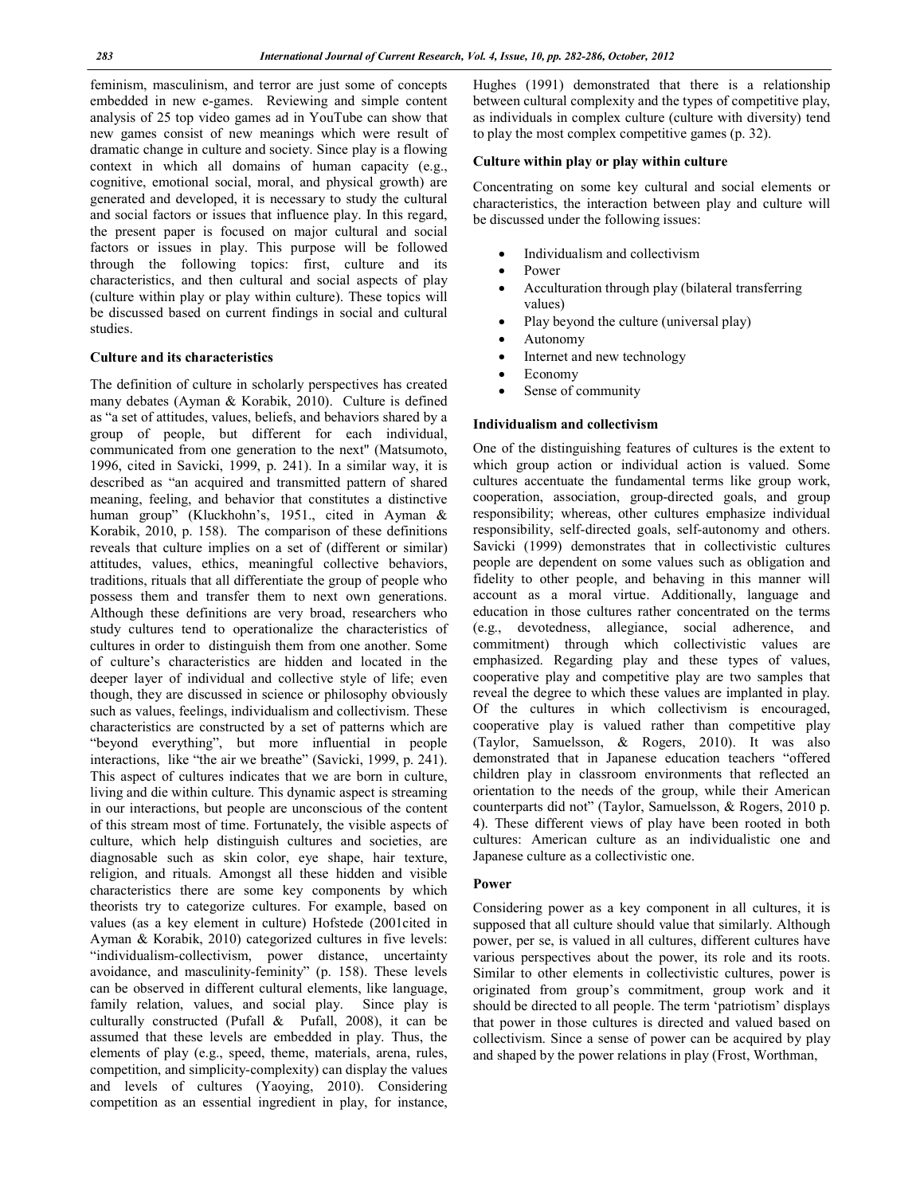feminism, masculinism, and terror are just some of concepts embedded in new e-games. Reviewing and simple content analysis of 25 top video games ad in YouTube can show that new games consist of new meanings which were result of dramatic change in culture and society. Since play is a flowing context in which all domains of human capacity (e.g., cognitive, emotional social, moral, and physical growth) are generated and developed, it is necessary to study the cultural and social factors or issues that influence play. In this regard, the present paper is focused on major cultural and social factors or issues in play. This purpose will be followed through the following topics: first, culture and its characteristics, and then cultural and social aspects of play (culture within play or play within culture). These topics will be discussed based on current findings in social and cultural studies.

### Culture and its characteristics

The definition of culture in scholarly perspectives has created many debates (Ayman & Korabik, 2010). Culture is defined as "a set of attitudes, values, beliefs, and behaviors shared by a group of people, but different for each individual, communicated from one generation to the next" (Matsumoto, 1996, cited in Savicki, 1999, p. 241). In a similar way, it is described as "an acquired and transmitted pattern of shared meaning, feeling, and behavior that constitutes a distinctive human group" (Kluckhohn's, 1951., cited in Ayman & Korabik, 2010, p. 158). The comparison of these definitions reveals that culture implies on a set of (different or similar) attitudes, values, ethics, meaningful collective behaviors, traditions, rituals that all differentiate the group of people who possess them and transfer them to next own generations. Although these definitions are very broad, researchers who study cultures tend to operationalize the characteristics of cultures in order to distinguish them from one another. Some of culture's characteristics are hidden and located in the deeper layer of individual and collective style of life; even though, they are discussed in science or philosophy obviously such as values, feelings, individualism and collectivism. These characteristics are constructed by a set of patterns which are "beyond everything", but more influential in people interactions, like "the air we breathe" (Savicki, 1999, p. 241). This aspect of cultures indicates that we are born in culture, living and die within culture. This dynamic aspect is streaming in our interactions, but people are unconscious of the content of this stream most of time. Fortunately, the visible aspects of culture, which help distinguish cultures and societies, are diagnosable such as skin color, eye shape, hair texture, religion, and rituals. Amongst all these hidden and visible characteristics there are some key components by which theorists try to categorize cultures. For example, based on values (as a key element in culture) Hofstede (2001cited in Ayman & Korabik, 2010) categorized cultures in five levels: "individualism-collectivism, power distance, uncertainty avoidance, and masculinity-feminity" (p. 158). These levels can be observed in different cultural elements, like language, family relation, values, and social play. Since play is culturally constructed (Pufall & Pufall, 2008), it can be assumed that these levels are embedded in play. Thus, the elements of play (e.g., speed, theme, materials, arena, rules, competition, and simplicity-complexity) can display the values and levels of cultures (Yaoying, 2010). Considering competition as an essential ingredient in play, for instance, Hughes (1991) demonstrated that there is a relationship between cultural complexity and the types of competitive play, as individuals in complex culture (culture with diversity) tend to play the most complex competitive games (p. 32).

### Culture within play or play within culture

Concentrating on some key cultural and social elements or characteristics, the interaction between play and culture will be discussed under the following issues:

- Individualism and collectivism
- Power
- Acculturation through play (bilateral transferring values)
- Play beyond the culture (universal play)
- Autonomy
- Internet and new technology
- Economy
- Sense of community

### Individualism and collectivism

One of the distinguishing features of cultures is the extent to which group action or individual action is valued. Some cultures accentuate the fundamental terms like group work, cooperation, association, group-directed goals, and group responsibility; whereas, other cultures emphasize individual responsibility, self-directed goals, self-autonomy and others. Savicki (1999) demonstrates that in collectivistic cultures people are dependent on some values such as obligation and fidelity to other people, and behaving in this manner will account as a moral virtue. Additionally, language and education in those cultures rather concentrated on the terms (e.g., devotedness, allegiance, social adherence, and commitment) through which collectivistic values are emphasized. Regarding play and these types of values, cooperative play and competitive play are two samples that reveal the degree to which these values are implanted in play. Of the cultures in which collectivism is encouraged, cooperative play is valued rather than competitive play (Taylor, Samuelsson, & Rogers, 2010). It was also demonstrated that in Japanese education teachers "offered children play in classroom environments that reflected an orientation to the needs of the group, while their American counterparts did not" (Taylor, Samuelsson, & Rogers, 2010 p. 4). These different views of play have been rooted in both cultures: American culture as an individualistic one and Japanese culture as a collectivistic one.

### Power

Considering power as a key component in all cultures, it is supposed that all culture should value that similarly. Although power, per se, is valued in all cultures, different cultures have various perspectives about the power, its role and its roots. Similar to other elements in collectivistic cultures, power is originated from group's commitment, group work and it should be directed to all people. The term 'patriotism' displays that power in those cultures is directed and valued based on collectivism. Since a sense of power can be acquired by play and shaped by the power relations in play (Frost, Worthman,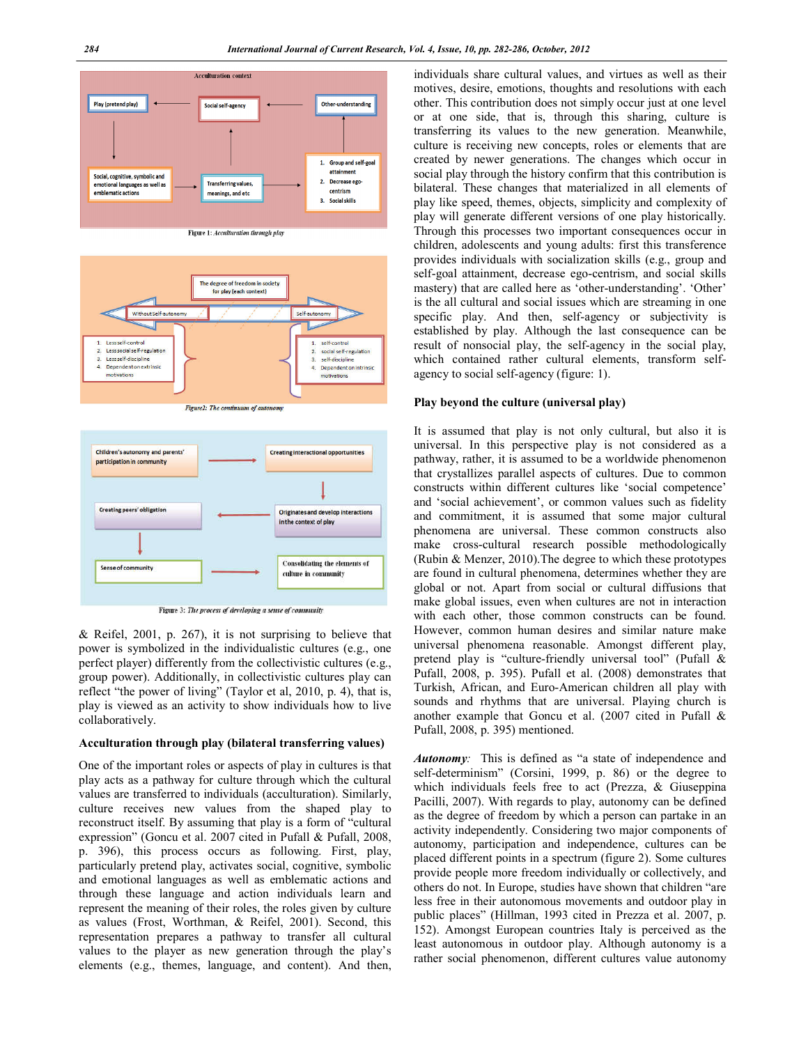Acculturation context

Play (pretend play) ← Social self-agency ← Other-understanding

Social, cognitive, symbolic and emotional languages as well as emblematic actions → Transferring values, meanings, and etc → 1. Group and self-goal attainment 2. Decrease ego-centrism 3. Social skills

Figure 1: *Acculturation through play*

The degree of freedom in society for play (each context)

Without Self-autonomy — Self-autonomy

1. Less self-control
2. Less social self-regulation
3. Less self-discipline
4. Dependent on extrinsic motivations

1. self-control
2. social self-regulation
3. self-discipline
4. Dependent on intrinsic motivations

Figure2: *The continuum of autonomy*

Children's autonomy and parents' participation in community → Creating interactional opportunities → Originates and develop interactions in the context of play → Creating peers' obligation → Sense of community → Consolidating the elements of culture in community

Figure 3: *The process of developing a sense of community*

& Reifel, 2001, p. 267), it is not surprising to believe that power is symbolized in the individualistic cultures (e.g., one perfect player) differently from the collectivistic cultures (e.g., group power). Additionally, in collectivistic cultures play can reflect "the power of living" (Taylor et al, 2010, p. 4), that is, play is viewed as an activity to show individuals how to live collaboratively.

## Acculturation through play (bilateral transferring values)

One of the important roles or aspects of play in cultures is that play acts as a pathway for culture through which the cultural values are transferred to individuals (acculturation). Similarly, culture receives new values from the shaped play to reconstruct itself. By assuming that play is a form of "cultural expression" (Goncu et al. 2007 cited in Pufall & Pufall, 2008, p. 396), this process occurs as following. First, play, particularly pretend play, activates social, cognitive, symbolic and emotional languages as well as emblematic actions and through these language and action individuals learn and represent the meaning of their roles, the roles given by culture as values (Frost, Worthman, & Reifel, 2001). Second, this representation prepares a pathway to transfer all cultural values to the player as new generation through the play's elements (e.g., themes, language, and content). And then, individuals share cultural values, and virtues as well as their motives, desire, emotions, thoughts and resolutions with each other. This contribution does not simply occur just at one level or at one side, that is, through this sharing, culture is transferring its values to the new generation. Meanwhile, culture is receiving new concepts, roles or elements that are created by newer generations. The changes which occur in social play through the history confirm that this contribution is bilateral. These changes that materialized in all elements of play like speed, themes, objects, simplicity and complexity of play will generate different versions of one play historically. Through this processes two important consequences occur in children, adolescents and young adults: first this transference provides individuals with socialization skills (e.g., group and self-goal attainment, decrease ego-centrism, and social skills mastery) that are called here as 'other-understanding'. 'Other' is the all cultural and social issues which are streaming in one specific play. And then, self-agency or subjectivity is established by play. Although the last consequence can be result of nonsocial play, the self-agency in the social play, which contained rather cultural elements, transform self-agency to social self-agency (figure: 1).

## Play beyond the culture (universal play)

It is assumed that play is not only cultural, but also it is universal. In this perspective play is not considered as a pathway, rather, it is assumed to be a worldwide phenomenon that crystallizes parallel aspects of cultures. Due to common constructs within different cultures like 'social competence' and 'social achievement', or common values such as fidelity and commitment, it is assumed that some major cultural phenomena are universal. These common constructs also make cross-cultural research possible methodologically (Rubin & Menzer, 2010).The degree to which these prototypes are found in cultural phenomena, determines whether they are global or not. Apart from social or cultural diffusions that make global issues, even when cultures are not in interaction with each other, those common constructs can be found. However, common human desires and similar nature make universal phenomena reasonable. Amongst different play, pretend play is "culture-friendly universal tool" (Pufall & Pufall, 2008, p. 395). Pufall et al. (2008) demonstrates that Turkish, African, and Euro-American children all play with sounds and rhythms that are universal. Playing church is another example that Goncu et al. (2007 cited in Pufall & Pufall, 2008, p. 395) mentioned.

***Autonomy:*** This is defined as "a state of independence and self-determinism" (Corsini, 1999, p. 86) or the degree to which individuals feels free to act (Prezza, & Giuseppina Pacilli, 2007). With regards to play, autonomy can be defined as the degree of freedom by which a person can partake in an activity independently. Considering two major components of autonomy, participation and independence, cultures can be placed different points in a spectrum (figure 2). Some cultures provide people more freedom individually or collectively, and others do not. In Europe, studies have shown that children "are less free in their autonomous movements and outdoor play in public places" (Hillman, 1993 cited in Prezza et al. 2007, p. 152). Amongst European countries Italy is perceived as the least autonomous in outdoor play. Although autonomy is a rather social phenomenon, different cultures value autonomy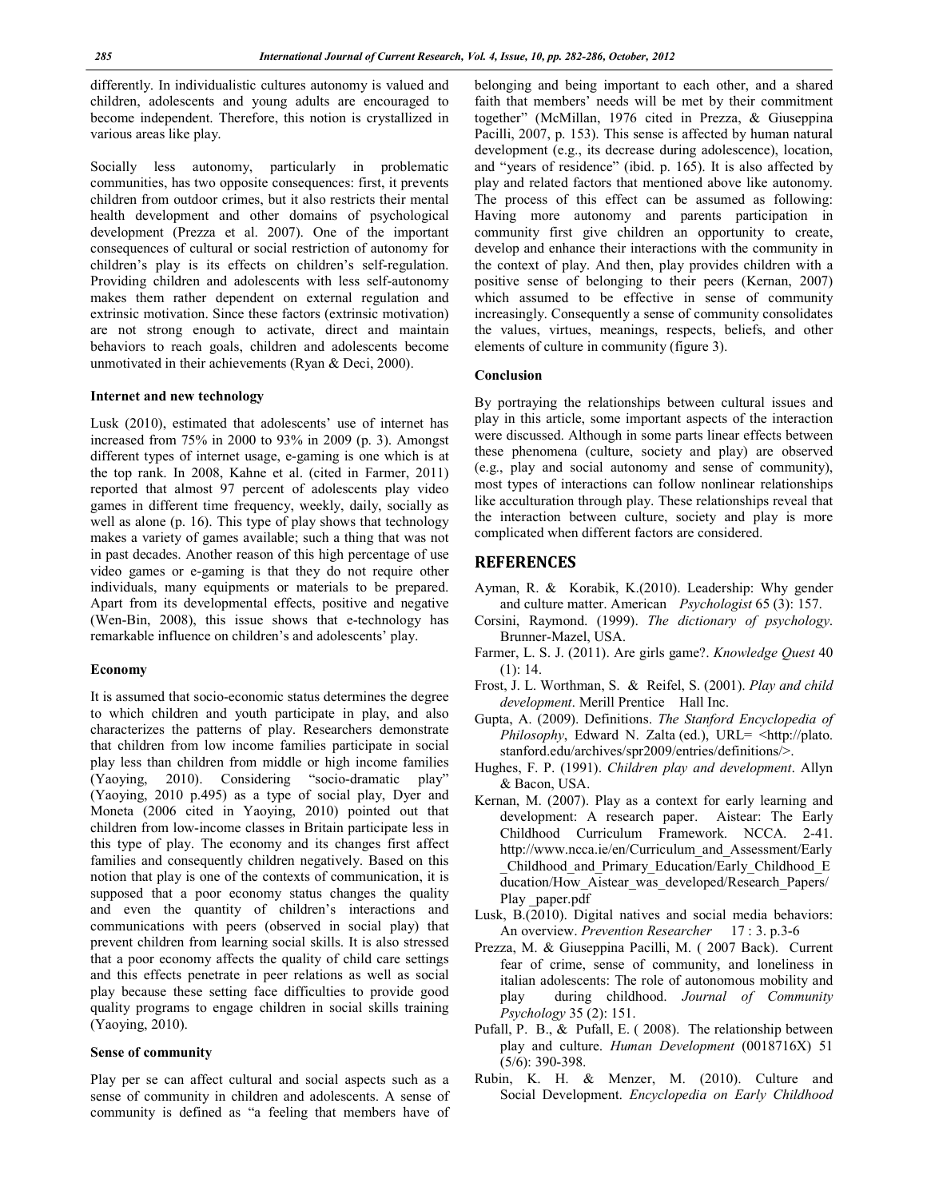differently. In individualistic cultures autonomy is valued and children, adolescents and young adults are encouraged to become independent. Therefore, this notion is crystallized in various areas like play.

Socially less autonomy, particularly in problematic communities, has two opposite consequences: first, it prevents children from outdoor crimes, but it also restricts their mental health development and other domains of psychological development (Prezza et al. 2007). One of the important consequences of cultural or social restriction of autonomy for children's play is its effects on children's self-regulation. Providing children and adolescents with less self-autonomy makes them rather dependent on external regulation and extrinsic motivation. Since these factors (extrinsic motivation) are not strong enough to activate, direct and maintain behaviors to reach goals, children and adolescents become unmotivated in their achievements (Ryan & Deci, 2000).

**Internet and new technology**

Lusk (2010), estimated that adolescents' use of internet has increased from 75% in 2000 to 93% in 2009 (p. 3). Amongst different types of internet usage, e-gaming is one which is at the top rank. In 2008, Kahne et al. (cited in Farmer, 2011) reported that almost 97 percent of adolescents play video games in different time frequency, weekly, daily, socially as well as alone (p. 16). This type of play shows that technology makes a variety of games available; such a thing that was not in past decades. Another reason of this high percentage of use video games or e-gaming is that they do not require other individuals, many equipments or materials to be prepared. Apart from its developmental effects, positive and negative (Wen-Bin, 2008), this issue shows that e-technology has remarkable influence on children's and adolescents' play.

**Economy**

It is assumed that socio-economic status determines the degree to which children and youth participate in play, and also characterizes the patterns of play. Researchers demonstrate that children from low income families participate in social play less than children from middle or high income families (Yaoying, 2010). Considering "socio-dramatic play" (Yaoying, 2010 p.495) as a type of social play, Dyer and Moneta (2006 cited in Yaoying, 2010) pointed out that children from low-income classes in Britain participate less in this type of play. The economy and its changes first affect families and consequently children negatively. Based on this notion that play is one of the contexts of communication, it is supposed that a poor economy status changes the quality and even the quantity of children's interactions and communications with peers (observed in social play) that prevent children from learning social skills. It is also stressed that a poor economy affects the quality of child care settings and this effects penetrate in peer relations as well as social play because these setting face difficulties to provide good quality programs to engage children in social skills training (Yaoying, 2010).

**Sense of community**

Play per se can affect cultural and social aspects such as a sense of community in children and adolescents. A sense of community is defined as "a feeling that members have of belonging and being important to each other, and a shared faith that members' needs will be met by their commitment together" (McMillan, 1976 cited in Prezza, & Giuseppina Pacilli, 2007, p. 153). This sense is affected by human natural development (e.g., its decrease during adolescence), location, and "years of residence" (ibid. p. 165). It is also affected by play and related factors that mentioned above like autonomy. The process of this effect can be assumed as following: Having more autonomy and parents participation in community first give children an opportunity to create, develop and enhance their interactions with the community in the context of play. And then, play provides children with a positive sense of belonging to their peers (Kernan, 2007) which assumed to be effective in sense of community increasingly. Consequently a sense of community consolidates the values, virtues, meanings, respects, beliefs, and other elements of culture in community (figure 3).

**Conclusion**

By portraying the relationships between cultural issues and play in this article, some important aspects of the interaction were discussed. Although in some parts linear effects between these phenomena (culture, society and play) are observed (e.g., play and social autonomy and sense of community), most types of interactions can follow nonlinear relationships like acculturation through play. These relationships reveal that the interaction between culture, society and play is more complicated when different factors are considered.

## REFERENCES

- Ayman, R. & Korabik, K.(2010). Leadership: Why gender and culture matter. American *Psychologist* 65 (3): 157.
- Corsini, Raymond. (1999). *The dictionary of psychology*. Brunner-Mazel, USA.
- Farmer, L. S. J. (2011). Are girls game?. *Knowledge Quest* 40 (1): 14.
- Frost, J. L. Worthman, S. & Reifel, S. (2001). *Play and child development*. Merill Prentice Hall Inc.
- Gupta, A. (2009). Definitions. *The Stanford Encyclopedia of Philosophy*, Edward N. Zalta (ed.), URL= <http://plato.stanford.edu/archives/spr2009/entries/definitions/>.
- Hughes, F. P. (1991). *Children play and development*. Allyn & Bacon, USA.
- Kernan, M. (2007). Play as a context for early learning and development: A research paper. Aistear: The Early Childhood Curriculum Framework. NCCA. 2-41. http://www.ncca.ie/en/Curriculum_and_Assessment/Early_Childhood_and_Primary_Education/Early_Childhood_Education/How_Aistear_was_developed/Research_Papers/Play _paper.pdf
- Lusk, B.(2010). Digital natives and social media behaviors: An overview. *Prevention Researcher* 17 : 3. p.3-6
- Prezza, M. & Giuseppina Pacilli, M. ( 2007 Back). Current fear of crime, sense of community, and loneliness in italian adolescents: The role of autonomous mobility and play during childhood. *Journal of Community Psychology* 35 (2): 151.
- Pufall, P. B., & Pufall, E. ( 2008). The relationship between play and culture. *Human Development* (0018716X) 51 (5/6): 390-398.
- Rubin, K. H. & Menzer, M. (2010). Culture and Social Development. *Encyclopedia on Early Childhood*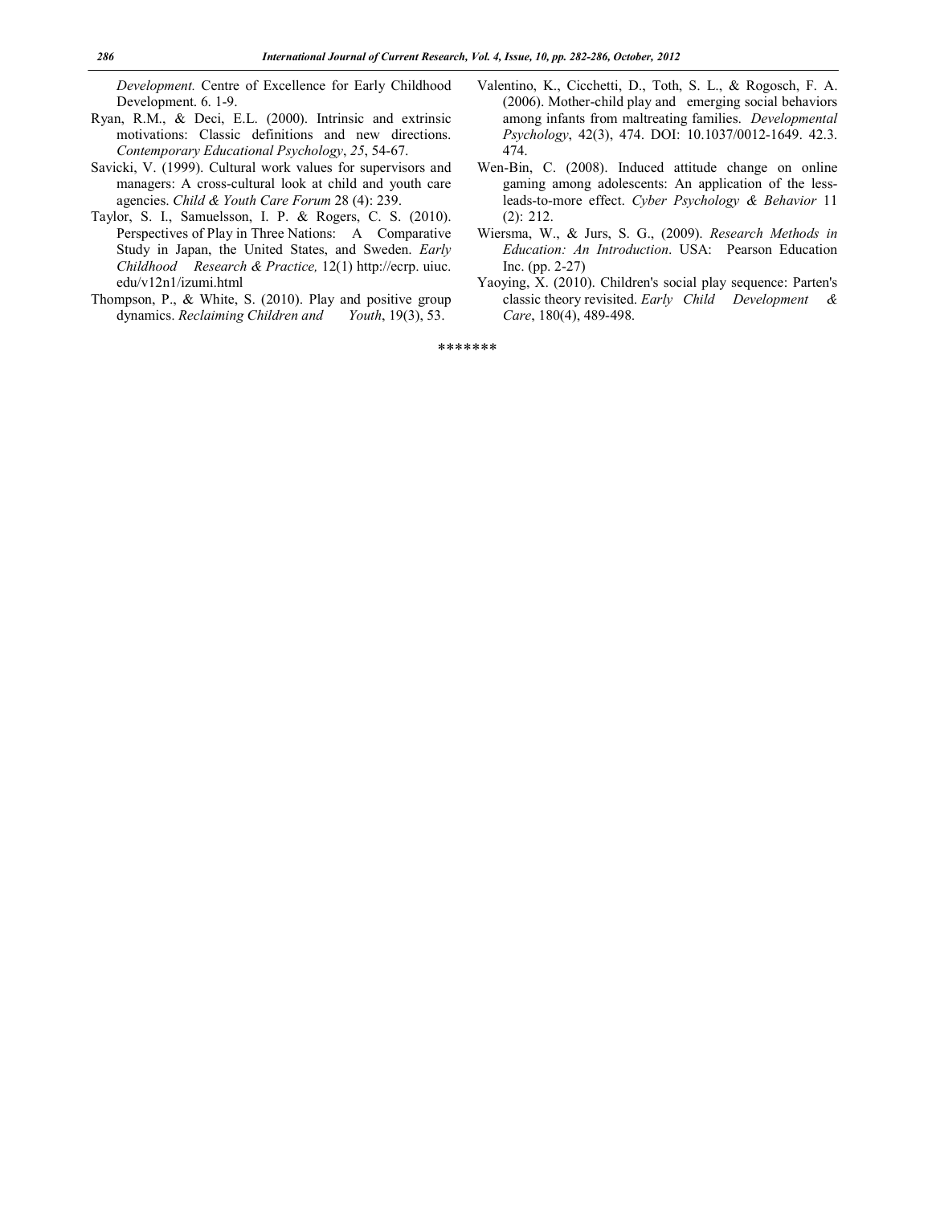*Development.* Centre of Excellence for Early Childhood Development. 6. 1-9.

Ryan, R.M., & Deci, E.L. (2000). Intrinsic and extrinsic motivations: Classic definitions and new directions. *Contemporary Educational Psychology*, *25*, 54-67.

Savicki, V. (1999). Cultural work values for supervisors and managers: A cross-cultural look at child and youth care agencies. *Child & Youth Care Forum* 28 (4): 239.

Taylor, S. I., Samuelsson, I. P. & Rogers, C. S. (2010). Perspectives of Play in Three Nations: A Comparative Study in Japan, the United States, and Sweden. *Early Childhood Research & Practice,* 12(1) http://ecrp. uiuc. edu/v12n1/izumi.html

Thompson, P., & White, S. (2010). Play and positive group dynamics. *Reclaiming Children and Youth*, 19(3), 53.

Valentino, K., Cicchetti, D., Toth, S. L., & Rogosch, F. A. (2006). Mother-child play and emerging social behaviors among infants from maltreating families. *Developmental Psychology*, 42(3), 474. DOI: 10.1037/0012-1649. 42.3. 474.

Wen-Bin, C. (2008). Induced attitude change on online gaming among adolescents: An application of the less-leads-to-more effect. *Cyber Psychology & Behavior* 11 (2): 212.

Wiersma, W., & Jurs, S. G., (2009). *Research Methods in Education: An Introduction*. USA: Pearson Education Inc. (pp. 2-27)

Yaoying, X. (2010). Children's social play sequence: Parten's classic theory revisited. *Early Child Development & Care*, 180(4), 489-498.

*******